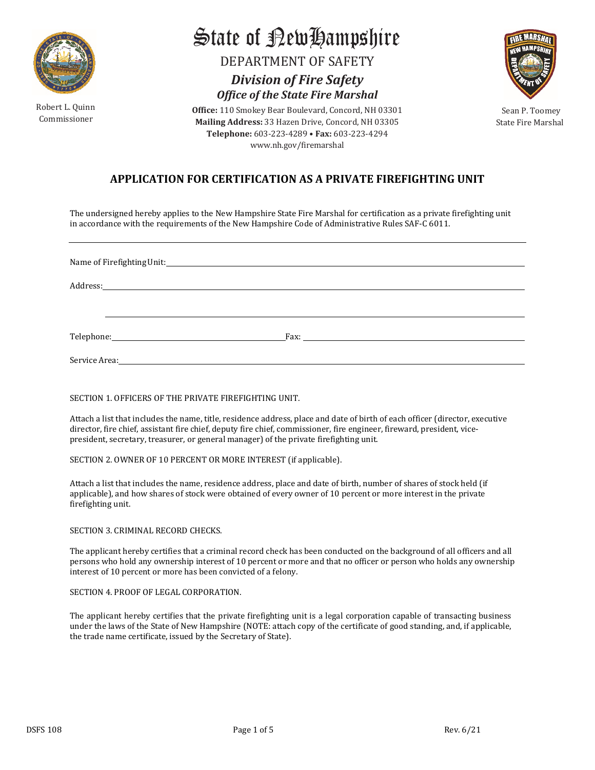Robert L. Quinn
Commissioner

# State of New Hampshire

DEPARTMENT OF SAFETY

***Division of Fire Safety***

***Office of the State Fire Marshal***

**Office:** 110 Smokey Bear Boulevard, Concord, NH 03301
**Mailing Address:** 33 Hazen Drive, Concord, NH 03305
**Telephone:** 603-223-4289 • **Fax:** 603-223-4294
www.nh.gov/firemarshal

Sean P. Toomey
State Fire Marshal

## APPLICATION FOR CERTIFICATION AS A PRIVATE FIREFIGHTING UNIT

The undersigned hereby applies to the New Hampshire State Fire Marshal for certification as a private firefighting unit in accordance with the requirements of the New Hampshire Code of Administrative Rules SAF-C 6011.

---

Name of Firefighting Unit: ____________________

Address: ____________________

____________________

Telephone: ____________________ Fax: ____________________

Service Area: ____________________

SECTION 1. OFFICERS OF THE PRIVATE FIREFIGHTING UNIT.

Attach a list that includes the name, title, residence address, place and date of birth of each officer (director, executive director, fire chief, assistant fire chief, deputy fire chief, commissioner, fire engineer, fireward, president, vice-president, secretary, treasurer, or general manager) of the private firefighting unit.

SECTION 2. OWNER OF 10 PERCENT OR MORE INTEREST (if applicable).

Attach a list that includes the name, residence address, place and date of birth, number of shares of stock held (if applicable), and how shares of stock were obtained of every owner of 10 percent or more interest in the private firefighting unit.

SECTION 3. CRIMINAL RECORD CHECKS.

The applicant hereby certifies that a criminal record check has been conducted on the background of all officers and all persons who hold any ownership interest of 10 percent or more and that no officer or person who holds any ownership interest of 10 percent or more has been convicted of a felony.

SECTION 4. PROOF OF LEGAL CORPORATION.

The applicant hereby certifies that the private firefighting unit is a legal corporation capable of transacting business under the laws of the State of New Hampshire (NOTE: attach copy of the certificate of good standing, and, if applicable, the trade name certificate, issued by the Secretary of State).

DSFS 108 Rev. 6/21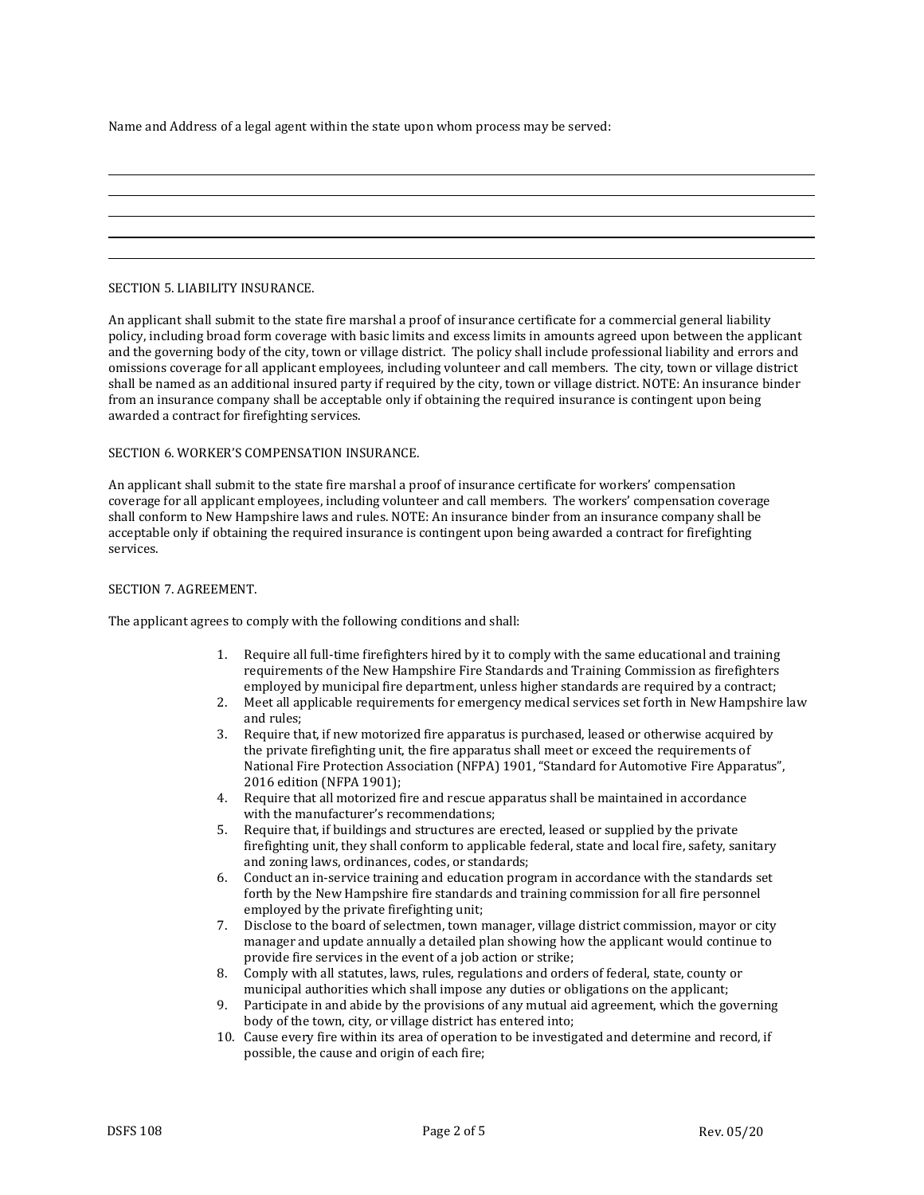Name and Address of a legal agent within the state upon whom process may be served:

\_\_\_\_\_\_\_\_\_\_\_\_\_\_\_\_\_\_\_\_\_\_\_\_\_\_\_\_\_\_\_\_\_\_\_\_\_\_\_\_\_\_\_\_\_\_\_\_\_\_\_\_\_\_\_\_\_\_\_\_\_\_\_\_\_\_\_\_\_\_\_\_\_\_\_\_\_\_\_\_\_\_\_\_\_\_\_\_\_\_\_\_

\_\_\_\_\_\_\_\_\_\_\_\_\_\_\_\_\_\_\_\_\_\_\_\_\_\_\_\_\_\_\_\_\_\_\_\_\_\_\_\_\_\_\_\_\_\_\_\_\_\_\_\_\_\_\_\_\_\_\_\_\_\_\_\_\_\_\_\_\_\_\_\_\_\_\_\_\_\_\_\_\_\_\_\_\_\_\_\_\_\_\_\_

\_\_\_\_\_\_\_\_\_\_\_\_\_\_\_\_\_\_\_\_\_\_\_\_\_\_\_\_\_\_\_\_\_\_\_\_\_\_\_\_\_\_\_\_\_\_\_\_\_\_\_\_\_\_\_\_\_\_\_\_\_\_\_\_\_\_\_\_\_\_\_\_\_\_\_\_\_\_\_\_\_\_\_\_\_\_\_\_\_\_\_\_

\_\_\_\_\_\_\_\_\_\_\_\_\_\_\_\_\_\_\_\_\_\_\_\_\_\_\_\_\_\_\_\_\_\_\_\_\_\_\_\_\_\_\_\_\_\_\_\_\_\_\_\_\_\_\_\_\_\_\_\_\_\_\_\_\_\_\_\_\_\_\_\_\_\_\_\_\_\_\_\_\_\_\_\_\_\_\_\_\_\_\_\_

\_\_\_\_\_\_\_\_\_\_\_\_\_\_\_\_\_\_\_\_\_\_\_\_\_\_\_\_\_\_\_\_\_\_\_\_\_\_\_\_\_\_\_\_\_\_\_\_\_\_\_\_\_\_\_\_\_\_\_\_\_\_\_\_\_\_\_\_\_\_\_\_\_\_\_\_\_\_\_\_\_\_\_\_\_\_\_\_\_\_\_\_

SECTION 5. LIABILITY INSURANCE.

An applicant shall submit to the state fire marshal a proof of insurance certificate for a commercial general liability policy, including broad form coverage with basic limits and excess limits in amounts agreed upon between the applicant and the governing body of the city, town or village district. The policy shall include professional liability and errors and omissions coverage for all applicant employees, including volunteer and call members. The city, town or village district shall be named as an additional insured party if required by the city, town or village district. NOTE: An insurance binder from an insurance company shall be acceptable only if obtaining the required insurance is contingent upon being awarded a contract for firefighting services.

SECTION 6. WORKER'S COMPENSATION INSURANCE.

An applicant shall submit to the state fire marshal a proof of insurance certificate for workers' compensation coverage for all applicant employees, including volunteer and call members. The workers' compensation coverage shall conform to New Hampshire laws and rules. NOTE: An insurance binder from an insurance company shall be acceptable only if obtaining the required insurance is contingent upon being awarded a contract for firefighting services.

SECTION 7. AGREEMENT.

The applicant agrees to comply with the following conditions and shall:

1. Require all full-time firefighters hired by it to comply with the same educational and training requirements of the New Hampshire Fire Standards and Training Commission as firefighters employed by municipal fire department, unless higher standards are required by a contract;
2. Meet all applicable requirements for emergency medical services set forth in New Hampshire law and rules;
3. Require that, if new motorized fire apparatus is purchased, leased or otherwise acquired by the private firefighting unit, the fire apparatus shall meet or exceed the requirements of National Fire Protection Association (NFPA) 1901, "Standard for Automotive Fire Apparatus", 2016 edition (NFPA 1901);
4. Require that all motorized fire and rescue apparatus shall be maintained in accordance with the manufacturer's recommendations;
5. Require that, if buildings and structures are erected, leased or supplied by the private firefighting unit, they shall conform to applicable federal, state and local fire, safety, sanitary and zoning laws, ordinances, codes, or standards;
6. Conduct an in-service training and education program in accordance with the standards set forth by the New Hampshire fire standards and training commission for all fire personnel employed by the private firefighting unit;
7. Disclose to the board of selectmen, town manager, village district commission, mayor or city manager and update annually a detailed plan showing how the applicant would continue to provide fire services in the event of a job action or strike;
8. Comply with all statutes, laws, rules, regulations and orders of federal, state, county or municipal authorities which shall impose any duties or obligations on the applicant;
9. Participate in and abide by the provisions of any mutual aid agreement, which the governing body of the town, city, or village district has entered into;
10. Cause every fire within its area of operation to be investigated and determine and record, if possible, the cause and origin of each fire;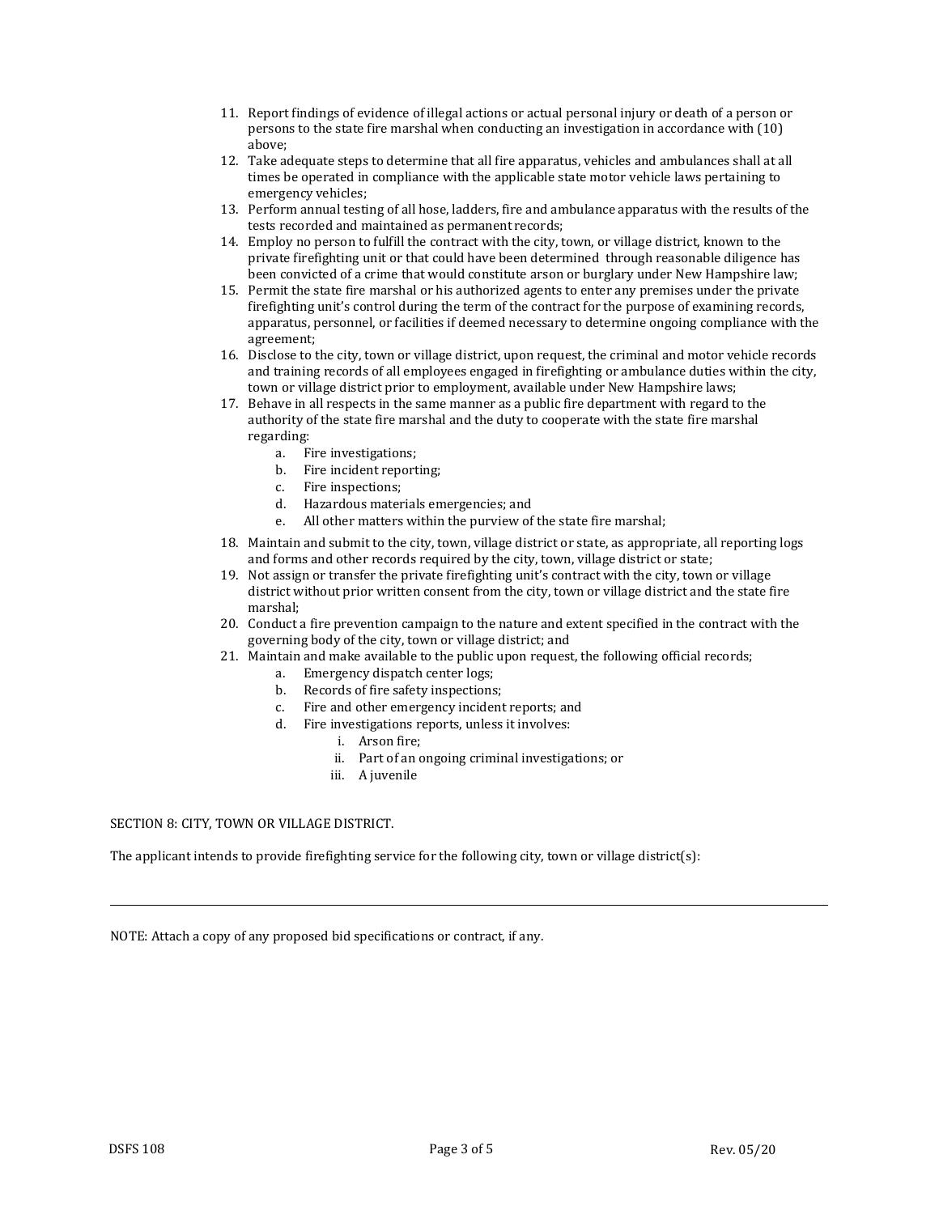11. Report findings of evidence of illegal actions or actual personal injury or death of a person or persons to the state fire marshal when conducting an investigation in accordance with (10) above;
12. Take adequate steps to determine that all fire apparatus, vehicles and ambulances shall at all times be operated in compliance with the applicable state motor vehicle laws pertaining to emergency vehicles;
13. Perform annual testing of all hose, ladders, fire and ambulance apparatus with the results of the tests recorded and maintained as permanent records;
14. Employ no person to fulfill the contract with the city, town, or village district, known to the private firefighting unit or that could have been determined through reasonable diligence has been convicted of a crime that would constitute arson or burglary under New Hampshire law;
15. Permit the state fire marshal or his authorized agents to enter any premises under the private firefighting unit's control during the term of the contract for the purpose of examining records, apparatus, personnel, or facilities if deemed necessary to determine ongoing compliance with the agreement;
16. Disclose to the city, town or village district, upon request, the criminal and motor vehicle records and training records of all employees engaged in firefighting or ambulance duties within the city, town or village district prior to employment, available under New Hampshire laws;
17. Behave in all respects in the same manner as a public fire department with regard to the authority of the state fire marshal and the duty to cooperate with the state fire marshal regarding:
    a. Fire investigations;
    b. Fire incident reporting;
    c. Fire inspections;
    d. Hazardous materials emergencies; and
    e. All other matters within the purview of the state fire marshal;
18. Maintain and submit to the city, town, village district or state, as appropriate, all reporting logs and forms and other records required by the city, town, village district or state;
19. Not assign or transfer the private firefighting unit's contract with the city, town or village district without prior written consent from the city, town or village district and the state fire marshal;
20. Conduct a fire prevention campaign to the nature and extent specified in the contract with the governing body of the city, town or village district; and
21. Maintain and make available to the public upon request, the following official records;
    a. Emergency dispatch center logs;
    b. Records of fire safety inspections;
    c. Fire and other emergency incident reports; and
    d. Fire investigations reports, unless it involves:
        i. Arson fire;
        ii. Part of an ongoing criminal investigations; or
        iii. A juvenile

SECTION 8: CITY, TOWN OR VILLAGE DISTRICT.

The applicant intends to provide firefighting service for the following city, town or village district(s):

---

NOTE: Attach a copy of any proposed bid specifications or contract, if any.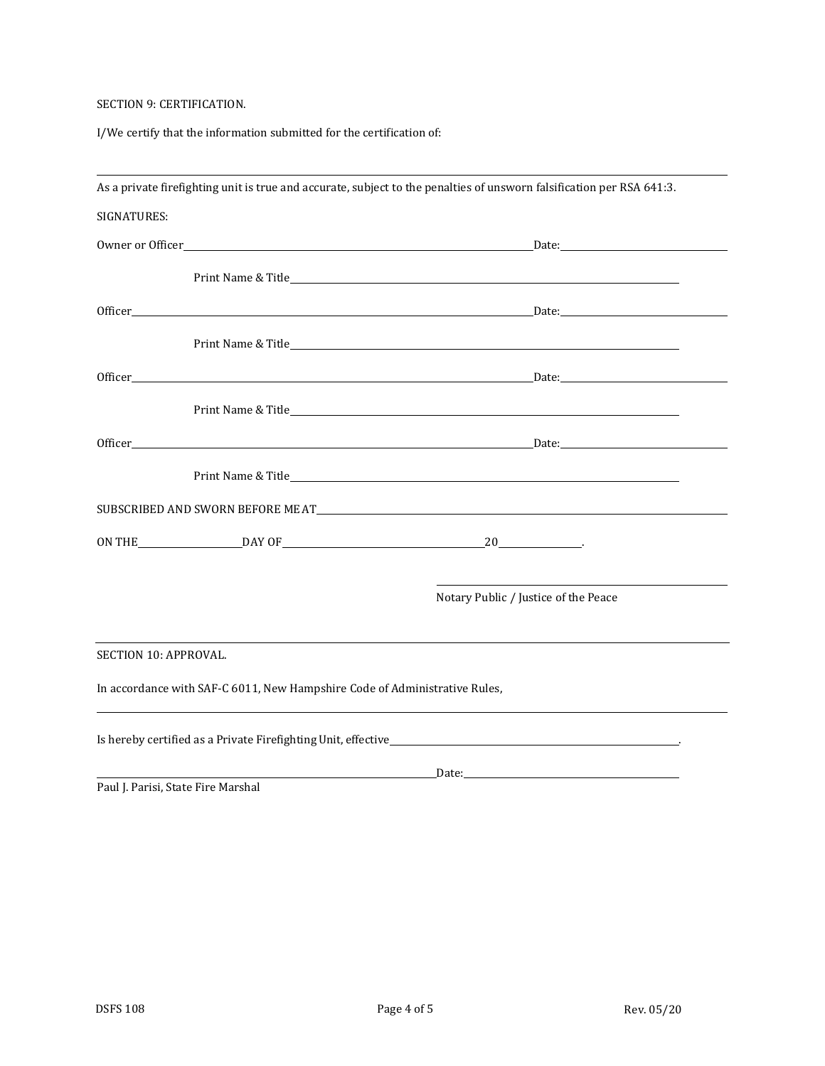SECTION 9: CERTIFICATION.

I/We certify that the information submitted for the certification of:

______________________________________________________________________________

As a private firefighting unit is true and accurate, subject to the penalties of unsworn falsification per RSA 641:3.

SIGNATURES:

Owner or Officer______________________________________________ Date:____________________

Print Name & Title______________________________________________

Officer______________________________________________ Date:____________________

Print Name & Title______________________________________________

Officer______________________________________________ Date:____________________

Print Name & Title______________________________________________

Officer______________________________________________ Date:____________________

Print Name & Title______________________________________________

SUBSCRIBED AND SWORN BEFORE ME AT______________________________________________

ON THE____________DAY OF______________________20__________.

______________________________
Notary Public / Justice of the Peace

---

SECTION 10: APPROVAL.

In accordance with SAF-C 6011, New Hampshire Code of Administrative Rules,

______________________________________________________________________________

Is hereby certified as a Private Firefighting Unit, effective______________________________.

______________________________________________ Date:____________________
Paul J. Parisi, State Fire Marshal

DSFS 108 Rev. 05/20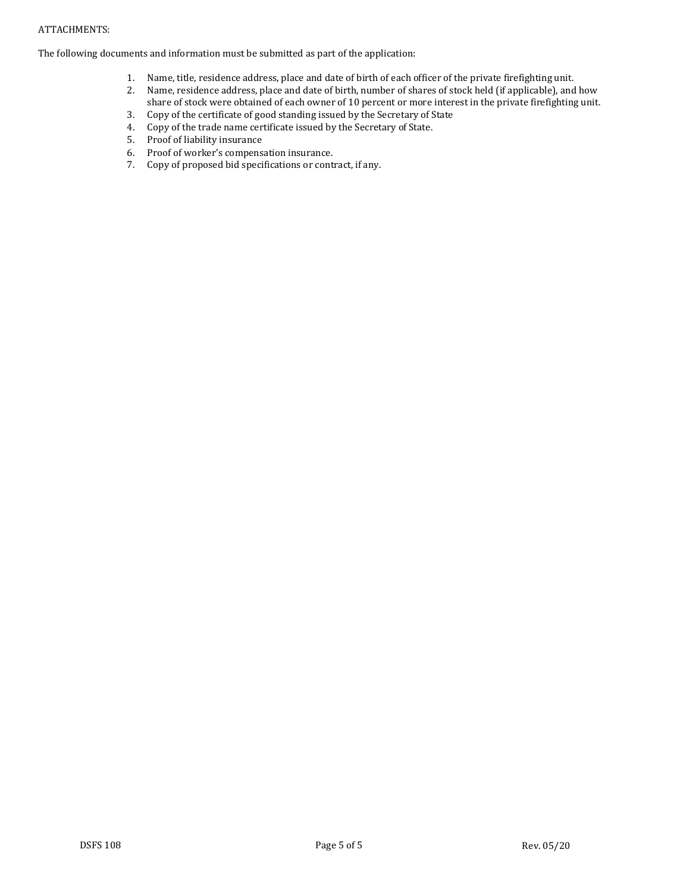ATTACHMENTS:

The following documents and information must be submitted as part of the application:

1. Name, title, residence address, place and date of birth of each officer of the private firefighting unit.
2. Name, residence address, place and date of birth, number of shares of stock held (if applicable), and how share of stock were obtained of each owner of 10 percent or more interest in the private firefighting unit.
3. Copy of the certificate of good standing issued by the Secretary of State
4. Copy of the trade name certificate issued by the Secretary of State.
5. Proof of liability insurance
6. Proof of worker's compensation insurance.
7. Copy of proposed bid specifications or contract, if any.